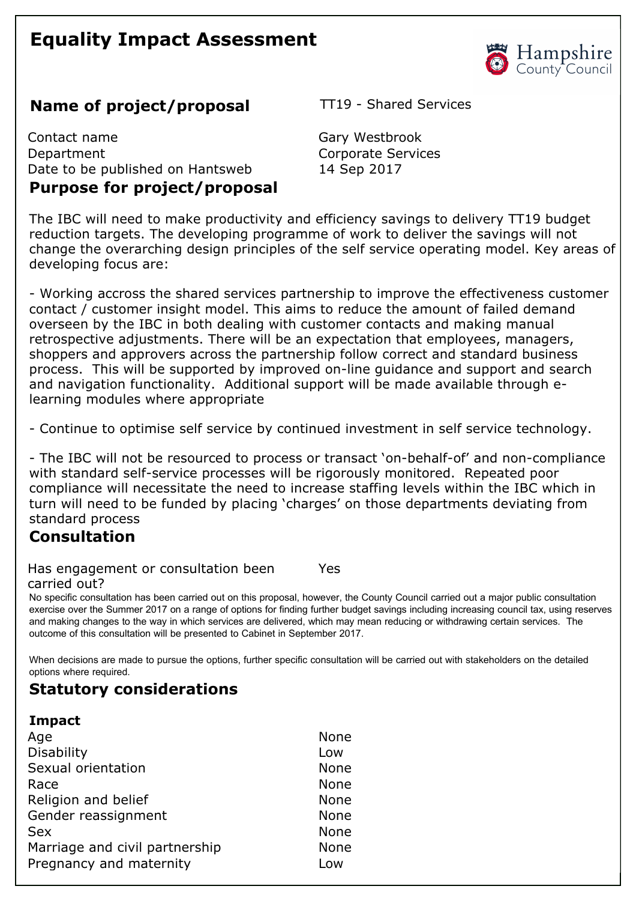# Equality Impact Assessment

## Name of project/proposal

TT19 - Shared Services

| | |
|---|---|
| Contact name | Gary Westbrook |
| Department | Corporate Services |
| Date to be published on Hantsweb | 14 Sep 2017 |

## Purpose for project/proposal

The IBC will need to make productivity and efficiency savings to delivery TT19 budget reduction targets. The developing programme of work to deliver the savings will not change the overarching design principles of the self service operating model. Key areas of developing focus are:

- Working accross the shared services partnership to improve the effectiveness customer contact / customer insight model. This aims to reduce the amount of failed demand overseen by the IBC in both dealing with customer contacts and making manual retrospective adjustments. There will be an expectation that employees, managers, shoppers and approvers across the partnership follow correct and standard business process. This will be supported by improved on-line guidance and support and search and navigation functionality. Additional support will be made available through e-learning modules where appropriate

- Continue to optimise self service by continued investment in self service technology.

- The IBC will not be resourced to process or transact 'on-behalf-of' and non-compliance with standard self-service processes will be rigorously monitored. Repeated poor compliance will necessitate the need to increase staffing levels within the IBC which in turn will need to be funded by placing 'charges' on those departments deviating from standard process

## Consultation

Has engagement or consultation been carried out? Yes

No specific consultation has been carried out on this proposal, however, the County Council carried out a major public consultation exercise over the Summer 2017 on a range of options for finding further budget savings including increasing council tax, using reserves and making changes to the way in which services are delivered, which may mean reducing or withdrawing certain services. The outcome of this consultation will be presented to Cabinet in September 2017.

When decisions are made to pursue the options, further specific consultation will be carried out with stakeholders on the detailed options where required.

## Statutory considerations

| **Impact** | |
|---|---|
| Age | None |
| Disability | Low |
| Sexual orientation | None |
| Race | None |
| Religion and belief | None |
| Gender reassignment | None |
| Sex | None |
| Marriage and civil partnership | None |
| Pregnancy and maternity | Low |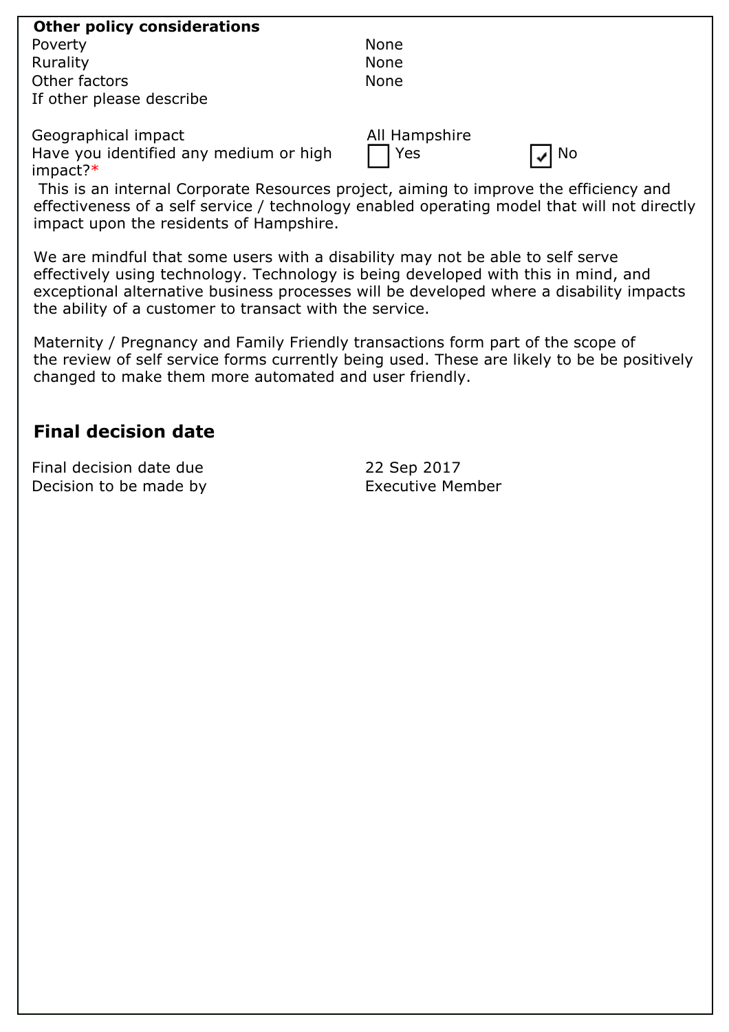**Other policy considerations**

| | |
|---|---|
| Poverty | None |
| Rurality | None |
| Other factors | None |
| If other please describe | |

| | | |
|---|---|---|
| Geographical impact | All Hampshire | |
| Have you identified any medium or high impact?* | ☐ Yes | ☑ No |

This is an internal Corporate Resources project, aiming to improve the efficiency and effectiveness of a self service / technology enabled operating model that will not directly impact upon the residents of Hampshire.

We are mindful that some users with a disability may not be able to self serve effectively using technology. Technology is being developed with this in mind, and exceptional alternative business processes will be developed where a disability impacts the ability of a customer to transact with the service.

Maternity / Pregnancy and Family Friendly transactions form part of the scope of the review of self service forms currently being used. These are likely to be be positively changed to make them more automated and user friendly.

## Final decision date

| | |
|---|---|
| Final decision date due | 22 Sep 2017 |
| Decision to be made by | Executive Member |